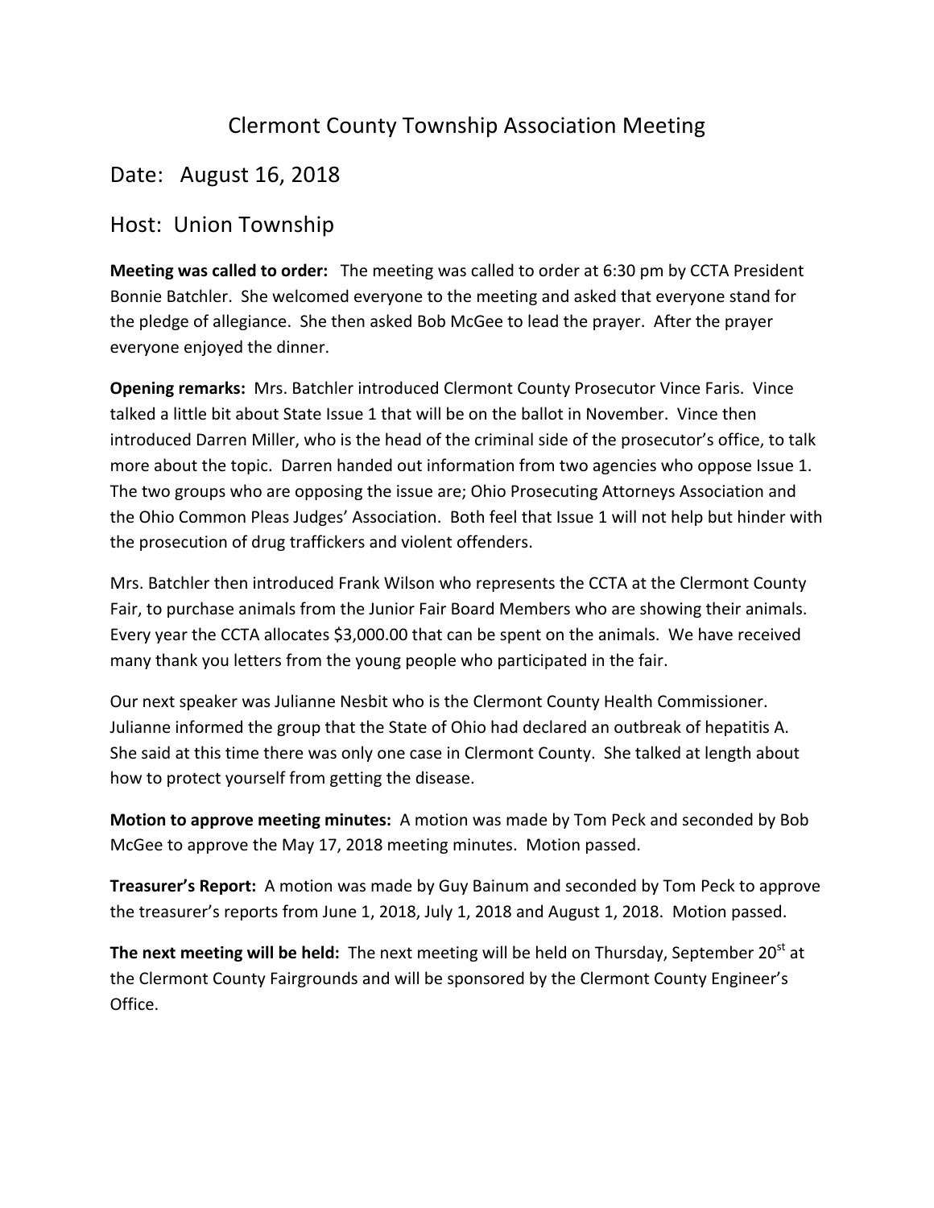# Clermont County Township Association Meeting

## Date: August 16, 2018

## Host: Union Township

**Meeting was called to order:** The meeting was called to order at 6:30 pm by CCTA President Bonnie Batchler. She welcomed everyone to the meeting and asked that everyone stand for the pledge of allegiance. She then asked Bob McGee to lead the prayer. After the prayer everyone enjoyed the dinner.

**Opening remarks:** Mrs. Batchler introduced Clermont County Prosecutor Vince Faris. Vince talked a little bit about State Issue 1 that will be on the ballot in November. Vince then introduced Darren Miller, who is the head of the criminal side of the prosecutor's office, to talk more about the topic. Darren handed out information from two agencies who oppose Issue 1. The two groups who are opposing the issue are; Ohio Prosecuting Attorneys Association and the Ohio Common Pleas Judges' Association. Both feel that Issue 1 will not help but hinder with the prosecution of drug traffickers and violent offenders.

Mrs. Batchler then introduced Frank Wilson who represents the CCTA at the Clermont County Fair, to purchase animals from the Junior Fair Board Members who are showing their animals. Every year the CCTA allocates $3,000.00 that can be spent on the animals. We have received many thank you letters from the young people who participated in the fair.

Our next speaker was Julianne Nesbit who is the Clermont County Health Commissioner. Julianne informed the group that the State of Ohio had declared an outbreak of hepatitis A. She said at this time there was only one case in Clermont County. She talked at length about how to protect yourself from getting the disease.

**Motion to approve meeting minutes:** A motion was made by Tom Peck and seconded by Bob McGee to approve the May 17, 2018 meeting minutes. Motion passed.

**Treasurer's Report:** A motion was made by Guy Bainum and seconded by Tom Peck to approve the treasurer's reports from June 1, 2018, July 1, 2018 and August 1, 2018. Motion passed.

**The next meeting will be held:** The next meeting will be held on Thursday, September 20th at the Clermont County Fairgrounds and will be sponsored by the Clermont County Engineer's Office.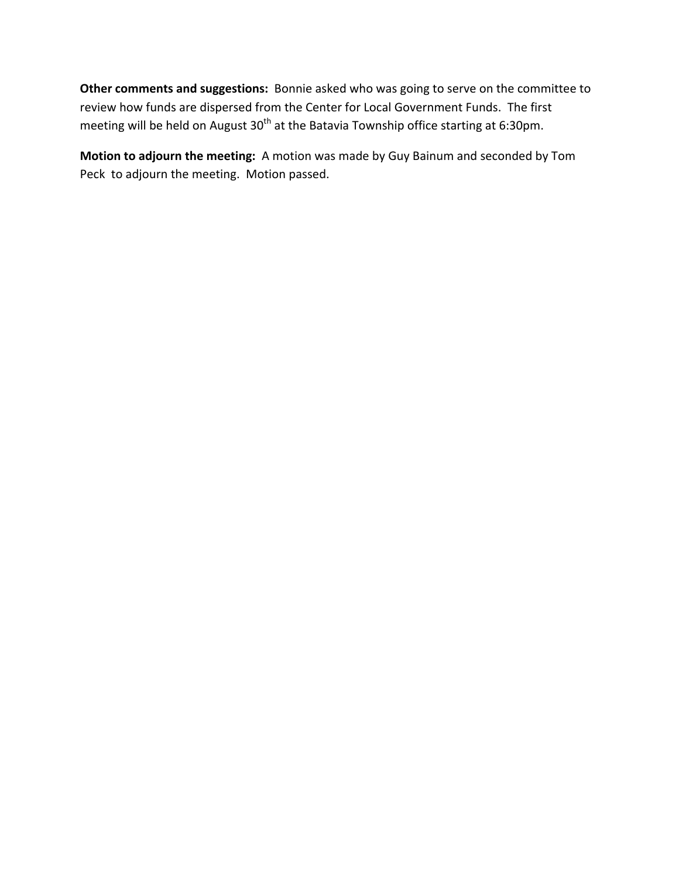**Other comments and suggestions:** Bonnie asked who was going to serve on the committee to review how funds are dispersed from the Center for Local Government Funds. The first meeting will be held on August 30th at the Batavia Township office starting at 6:30pm.

**Motion to adjourn the meeting:** A motion was made by Guy Bainum and seconded by Tom Peck to adjourn the meeting. Motion passed.